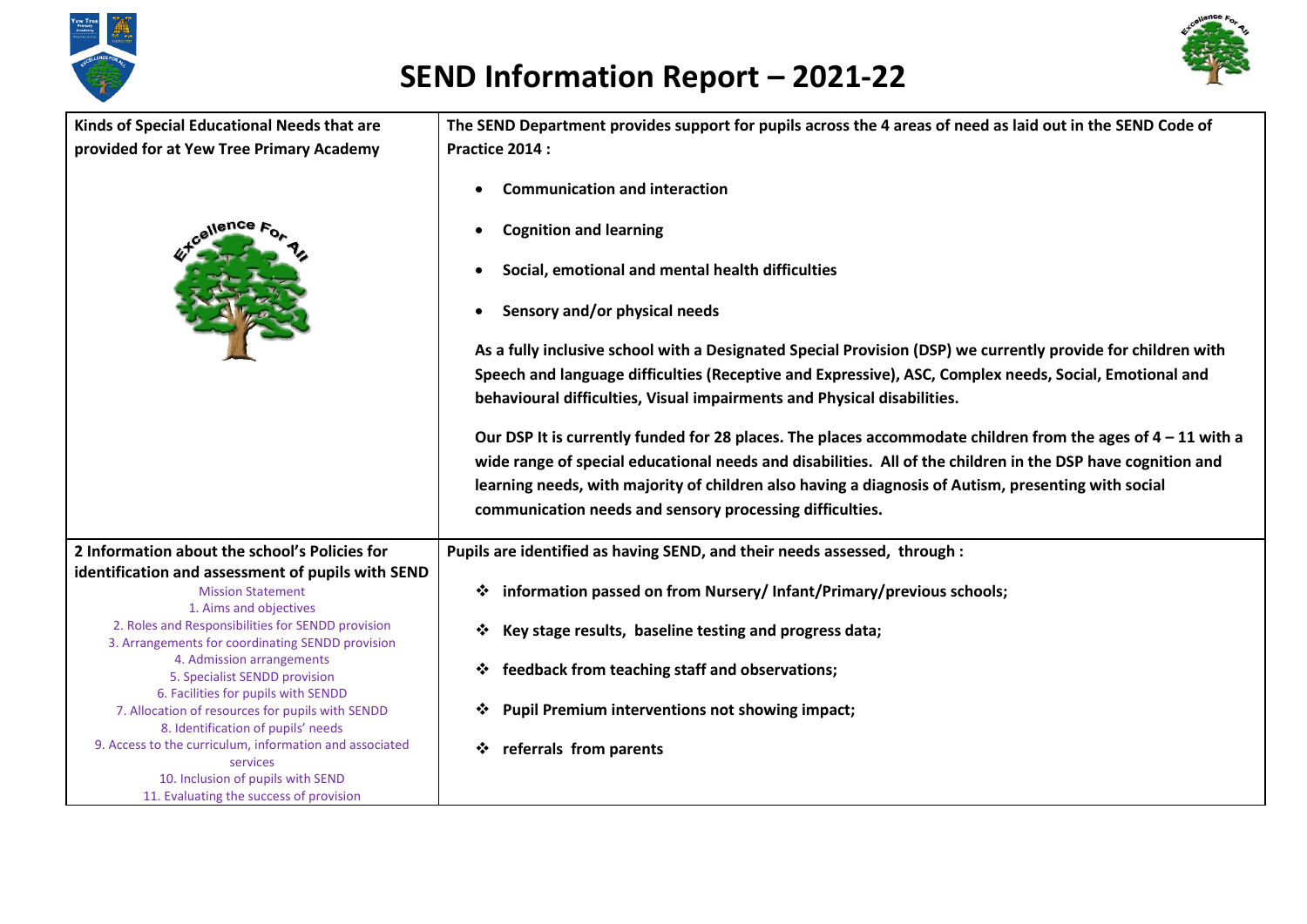# SEND Information Report – 2021-22

| | |
|---|---|
| **Kinds of Special Educational Needs that are provided for at Yew Tree Primary Academy** | **The SEND Department provides support for pupils across the 4 areas of need as laid out in the SEND Code of Practice 2014 :**<br><br>• **Communication and interaction**<br>• **Cognition and learning**<br>• **Social, emotional and mental health difficulties**<br>• **Sensory and/or physical needs**<br><br>**As a fully inclusive school with a Designated Special Provision (DSP) we currently provide for children with Speech and language difficulties (Receptive and Expressive), ASC, Complex needs, Social, Emotional and behavioural difficulties, Visual impairments and Physical disabilities.**<br><br>**Our DSP It is currently funded for 28 places. The places accommodate children from the ages of 4 – 11 with a wide range of special educational needs and disabilities. All of the children in the DSP have cognition and learning needs, with majority of children also having a diagnosis of Autism, presenting with social communication needs and sensory processing difficulties.** |
| **2 Information about the school's Policies for identification and assessment of pupils with SEND**<br>Mission Statement<br>1. Aims and objectives<br>2. Roles and Responsibilities for SENDD provision<br>3. Arrangements for coordinating SENDD provision<br>4. Admission arrangements<br>5. Specialist SENDD provision<br>6. Facilities for pupils with SENDD<br>7. Allocation of resources for pupils with SENDD<br>8. Identification of pupils' needs<br>9. Access to the curriculum, information and associated services<br>10. Inclusion of pupils with SEND<br>11. Evaluating the success of provision | **Pupils are identified as having SEND, and their needs assessed, through :**<br><br>❖ **information passed on from Nursery/ Infant/Primary/previous schools;**<br>❖ **Key stage results, baseline testing and progress data;**<br>❖ **feedback from teaching staff and observations;**<br>❖ **Pupil Premium interventions not showing impact;**<br>❖ **referrals from parents** |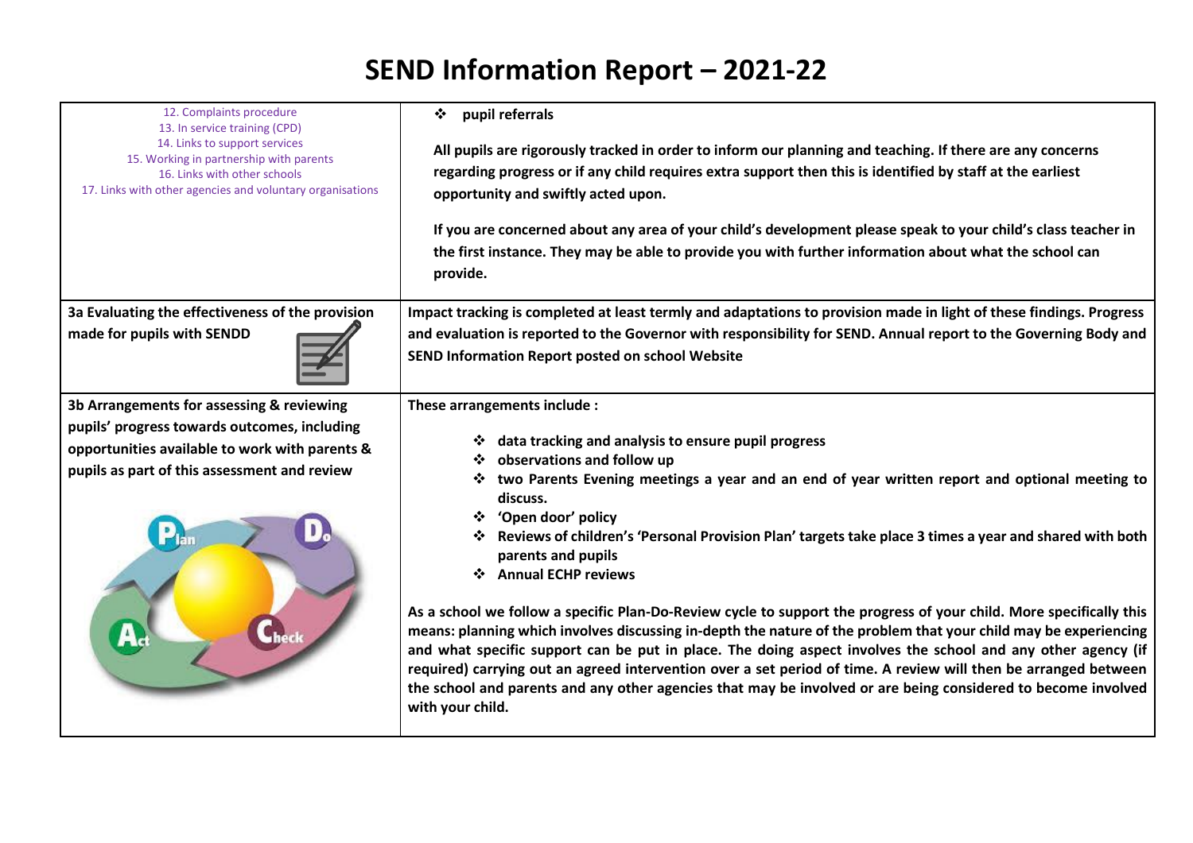# SEND Information Report – 2021-22

| | |
|---|---|
| 12. Complaints procedure<br>13. In service training (CPD)<br>14. Links to support services<br>15. Working in partnership with parents<br>16. Links with other schools<br>17. Links with other agencies and voluntary organisations | ❖ **pupil referrals**<br><br>**All pupils are rigorously tracked in order to inform our planning and teaching. If there are any concerns regarding progress or if any child requires extra support then this is identified by staff at the earliest opportunity and swiftly acted upon.**<br><br>**If you are concerned about any area of your child's development please speak to your child's class teacher in the first instance. They may be able to provide you with further information about what the school can provide.** |
| **3a Evaluating the effectiveness of the provision made for pupils with SENDD** | **Impact tracking is completed at least termly and adaptations to provision made in light of these findings. Progress and evaluation is reported to the Governor with responsibility for SEND. Annual report to the Governing Body and SEND Information Report posted on school Website** |
| **3b Arrangements for assessing & reviewing pupils' progress towards outcomes, including opportunities available to work with parents & pupils as part of this assessment and review** | **These arrangements include :**<br><br>❖ **data tracking and analysis to ensure pupil progress**<br>❖ **observations and follow up**<br>❖ **two Parents Evening meetings a year and an end of year written report and optional meeting to discuss.**<br>❖ **'Open door' policy**<br>❖ **Reviews of children's 'Personal Provision Plan' targets take place 3 times a year and shared with both parents and pupils**<br>❖ **Annual ECHP reviews**<br><br>**As a school we follow a specific Plan-Do-Review cycle to support the progress of your child. More specifically this means: planning which involves discussing in-depth the nature of the problem that your child may be experiencing and what specific support can be put in place. The doing aspect involves the school and any other agency (if required) carrying out an agreed intervention over a set period of time. A review will then be arranged between the school and parents and any other agencies that may be involved or are being considered to become involved with your child.** |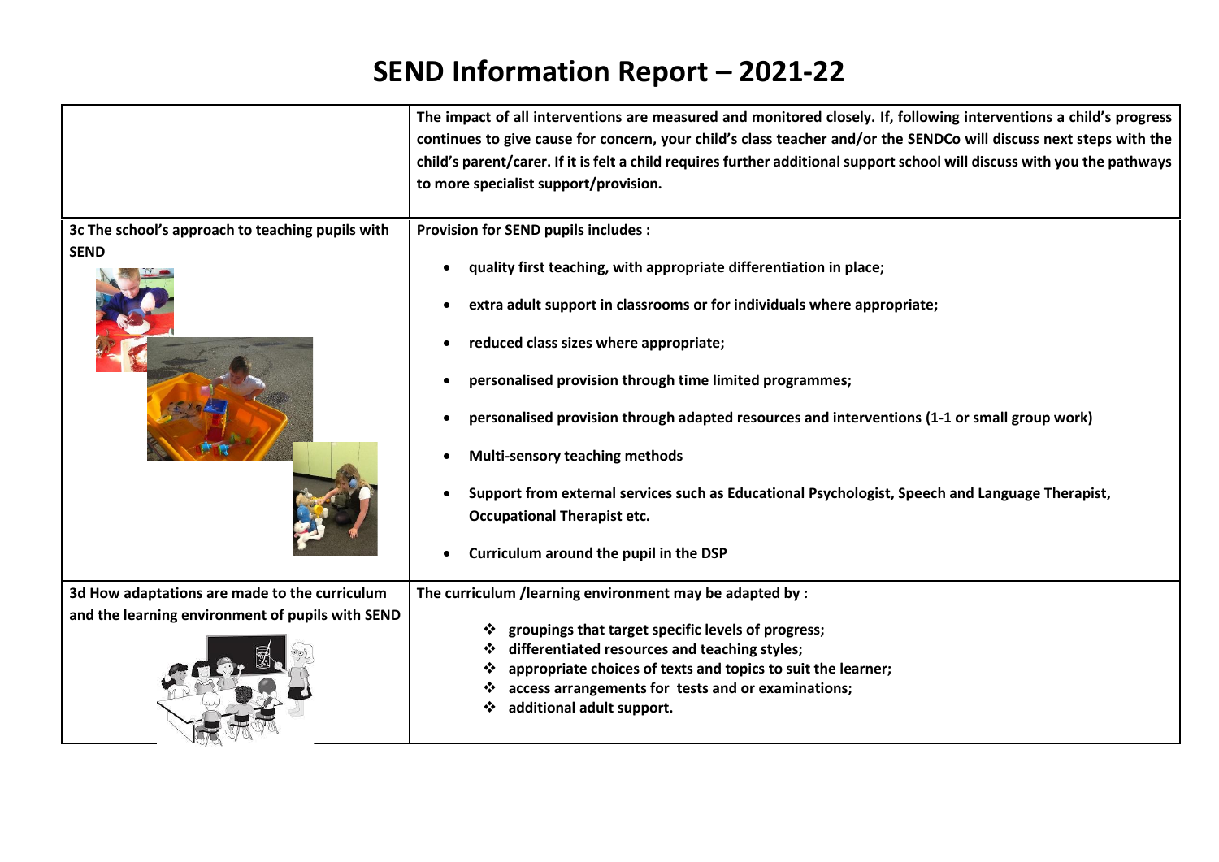# SEND Information Report – 2021-22

| | |
|---|---|
| | **The impact of all interventions are measured and monitored closely. If, following interventions a child's progress continues to give cause for concern, your child's class teacher and/or the SENDCo will discuss next steps with the child's parent/carer. If it is felt a child requires further additional support school will discuss with you the pathways to more specialist support/provision.** |
| **3c The school's approach to teaching pupils with SEND** | **Provision for SEND pupils includes :**<br>• **quality first teaching, with appropriate differentiation in place;**<br>• **extra adult support in classrooms or for individuals where appropriate;**<br>• **reduced class sizes where appropriate;**<br>• **personalised provision through time limited programmes;**<br>• **personalised provision through adapted resources and interventions (1-1 or small group work)**<br>• **Multi-sensory teaching methods**<br>• **Support from external services such as Educational Psychologist, Speech and Language Therapist, Occupational Therapist etc.**<br>• **Curriculum around the pupil in the DSP** |
| **3d How adaptations are made to the curriculum and the learning environment of pupils with SEND** | **The curriculum /learning environment may be adapted by :**<br>❖ **groupings that target specific levels of progress;**<br>❖ **differentiated resources and teaching styles;**<br>❖ **appropriate choices of texts and topics to suit the learner;**<br>❖ **access arrangements for tests and or examinations;**<br>❖ **additional adult support.** |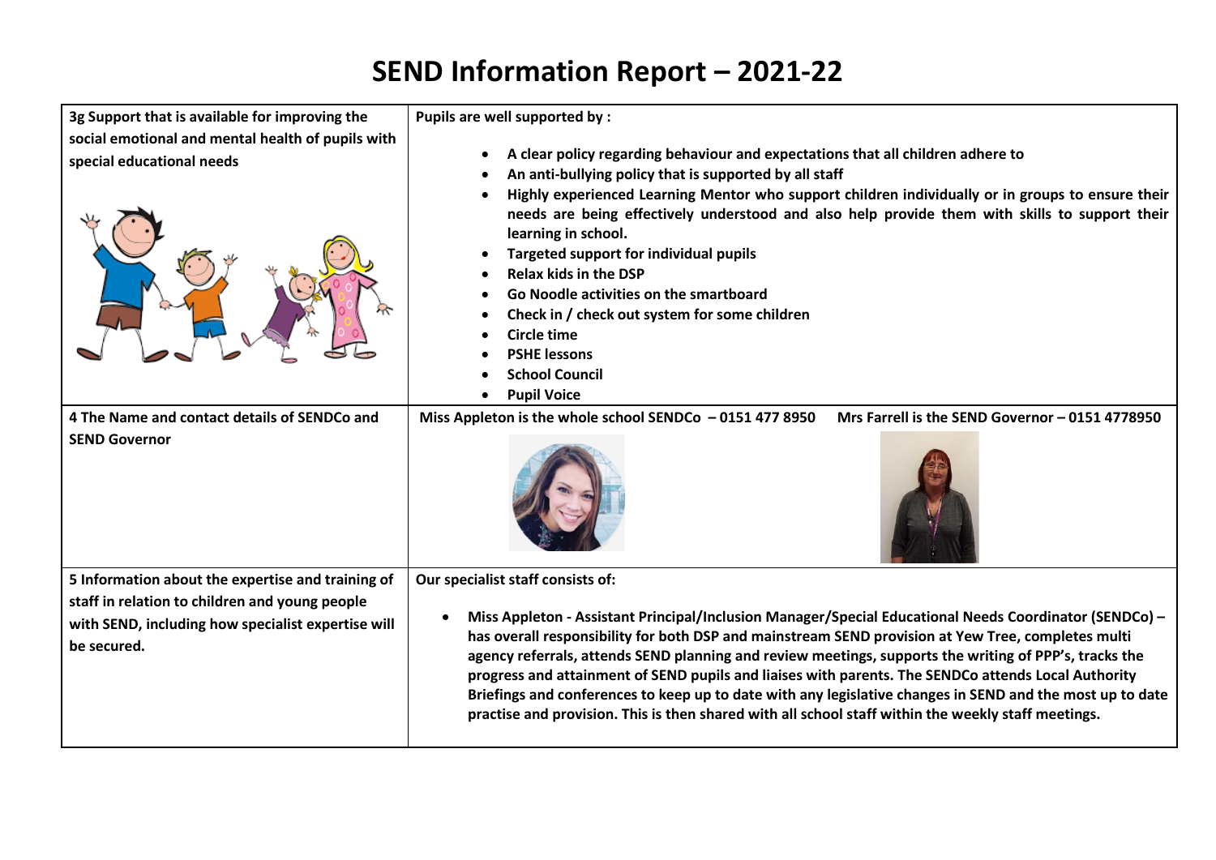# SEND Information Report – 2021-22

| | |
|---|---|
| **3g Support that is available for improving the social emotional and mental health of pupils with special educational needs** | **Pupils are well supported by :**<br><br>• **A clear policy regarding behaviour and expectations that all children adhere to**<br>• **An anti-bullying policy that is supported by all staff**<br>• **Highly experienced Learning Mentor who support children individually or in groups to ensure their needs are being effectively understood and also help provide them with skills to support their learning in school.**<br>• **Targeted support for individual pupils**<br>• **Relax kids in the DSP**<br>• **Go Noodle activities on the smartboard**<br>• **Check in / check out system for some children**<br>• **Circle time**<br>• **PSHE lessons**<br>• **School Council**<br>• **Pupil Voice** |
| **4 The Name and contact details of SENDCo and SEND Governor** | **Miss Appleton is the whole school SENDCo – 0151 477 8950** **Mrs Farrell is the SEND Governor – 0151 4778950** |
| **5 Information about the expertise and training of staff in relation to children and young people with SEND, including how specialist expertise will be secured.** | **Our specialist staff consists of:**<br><br>• **Miss Appleton - Assistant Principal/Inclusion Manager/Special Educational Needs Coordinator (SENDCo) – has overall responsibility for both DSP and mainstream SEND provision at Yew Tree, completes multi agency referrals, attends SEND planning and review meetings, supports the writing of PPP's, tracks the progress and attainment of SEND pupils and liaises with parents. The SENDCo attends Local Authority Briefings and conferences to keep up to date with any legislative changes in SEND and the most up to date practise and provision. This is then shared with all school staff within the weekly staff meetings.** |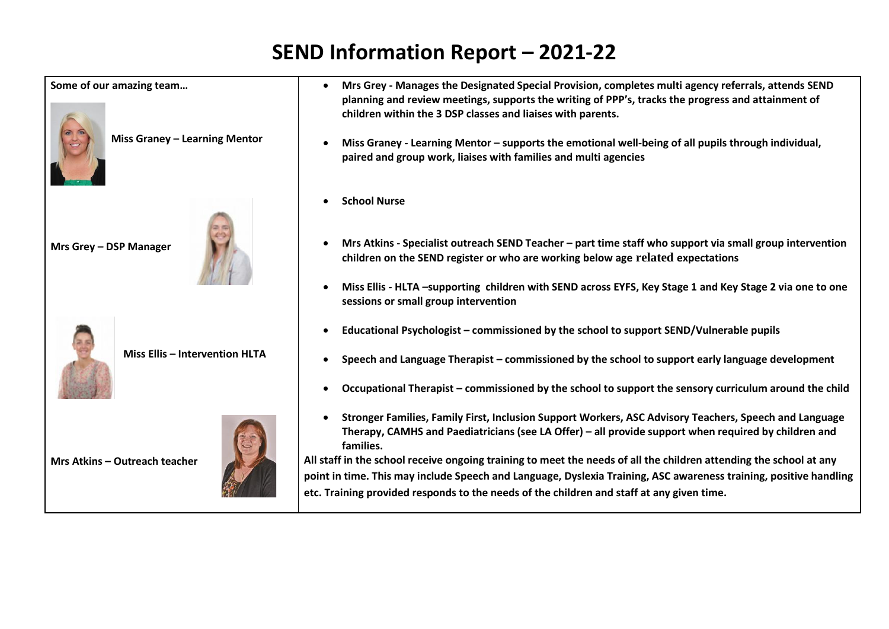# SEND Information Report – 2021-22

**Some of our amazing team…**

**Miss Graney – Learning Mentor**

**Mrs Grey – DSP Manager**

**Miss Ellis – Intervention HLTA**

**Mrs Atkins – Outreach teacher**

- **Mrs Grey - Manages the Designated Special Provision, completes multi agency referrals, attends SEND planning and review meetings, supports the writing of PPP's, tracks the progress and attainment of children within the 3 DSP classes and liaises with parents.**
- **Miss Graney - Learning Mentor – supports the emotional well-being of all pupils through individual, paired and group work, liaises with families and multi agencies**
- **School Nurse**
- **Mrs Atkins - Specialist outreach SEND Teacher – part time staff who support via small group intervention children on the SEND register or who are working below age related expectations**
- **Miss Ellis - HLTA –supporting children with SEND across EYFS, Key Stage 1 and Key Stage 2 via one to one sessions or small group intervention**
- **Educational Psychologist – commissioned by the school to support SEND/Vulnerable pupils**
- **Speech and Language Therapist – commissioned by the school to support early language development**
- **Occupational Therapist – commissioned by the school to support the sensory curriculum around the child**
- **Stronger Families, Family First, Inclusion Support Workers, ASC Advisory Teachers, Speech and Language Therapy, CAMHS and Paediatricians (see LA Offer) – all provide support when required by children and families.**

**All staff in the school receive ongoing training to meet the needs of all the children attending the school at any point in time. This may include Speech and Language, Dyslexia Training, ASC awareness training, positive handling etc. Training provided responds to the needs of the children and staff at any given time.**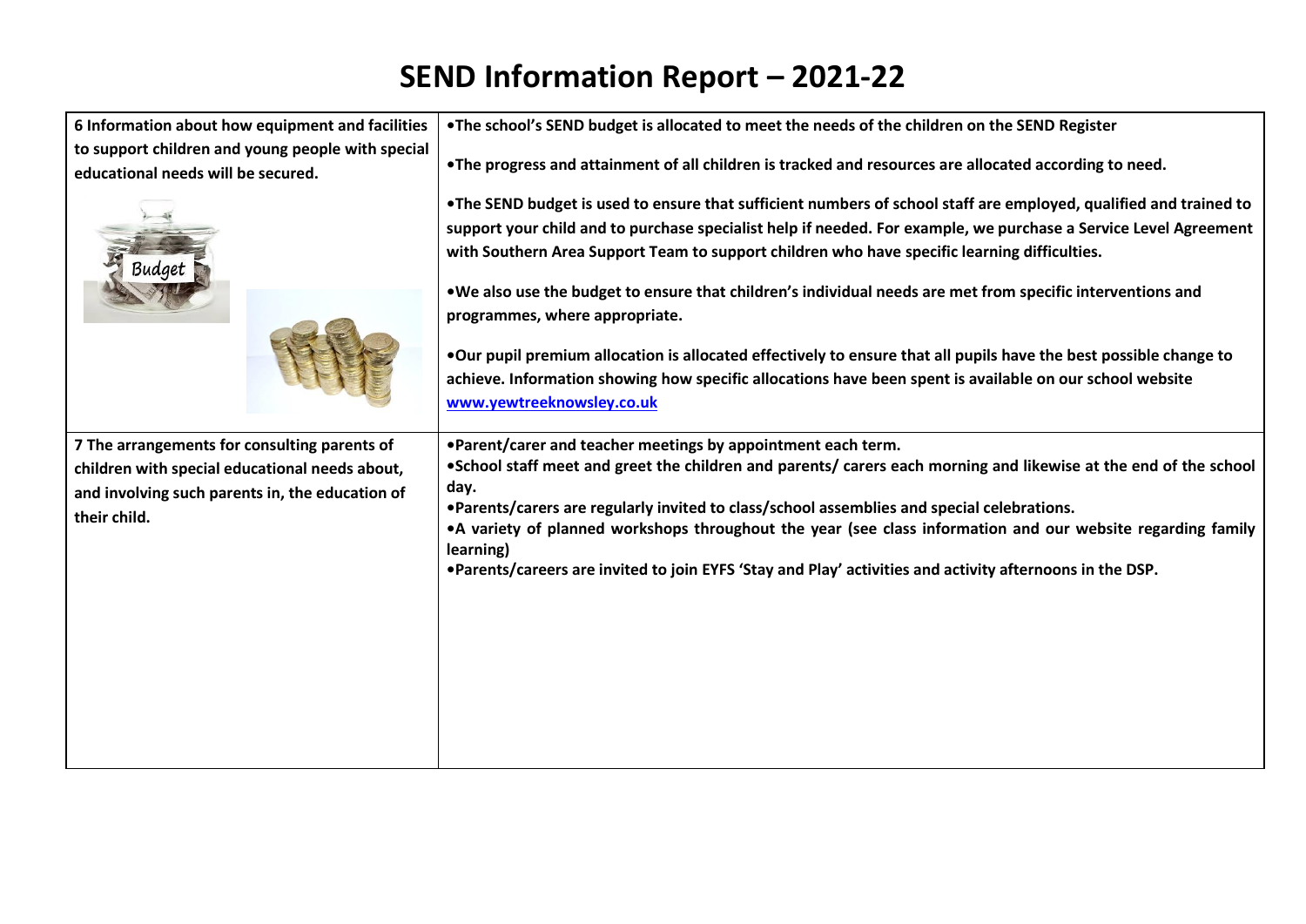# SEND Information Report – 2021-22

| | |
|---|---|
| **6 Information about how equipment and facilities to support children and young people with special educational needs will be secured.** | **•The school's SEND budget is allocated to meet the needs of the children on the SEND Register**<br><br>**•The progress and attainment of all children is tracked and resources are allocated according to need.**<br><br>**•The SEND budget is used to ensure that sufficient numbers of school staff are employed, qualified and trained to support your child and to purchase specialist help if needed. For example, we purchase a Service Level Agreement with Southern Area Support Team to support children who have specific learning difficulties.**<br><br>**•We also use the budget to ensure that children's individual needs are met from specific interventions and programmes, where appropriate.**<br><br>**•Our pupil premium allocation is allocated effectively to ensure that all pupils have the best possible change to achieve. Information showing how specific allocations have been spent is available on our school website [www.yewtreeknowsley.co.uk](http://www.yewtreeknowsley.co.uk)** |
| **7 The arrangements for consulting parents of children with special educational needs about, and involving such parents in, the education of their child.** | **•Parent/carer and teacher meetings by appointment each term.**<br>**•School staff meet and greet the children and parents/ carers each morning and likewise at the end of the school day.**<br>**•Parents/carers are regularly invited to class/school assemblies and special celebrations.**<br>**•A variety of planned workshops throughout the year (see class information and our website regarding family learning)**<br>**•Parents/careers are invited to join EYFS 'Stay and Play' activities and activity afternoons in the DSP.** |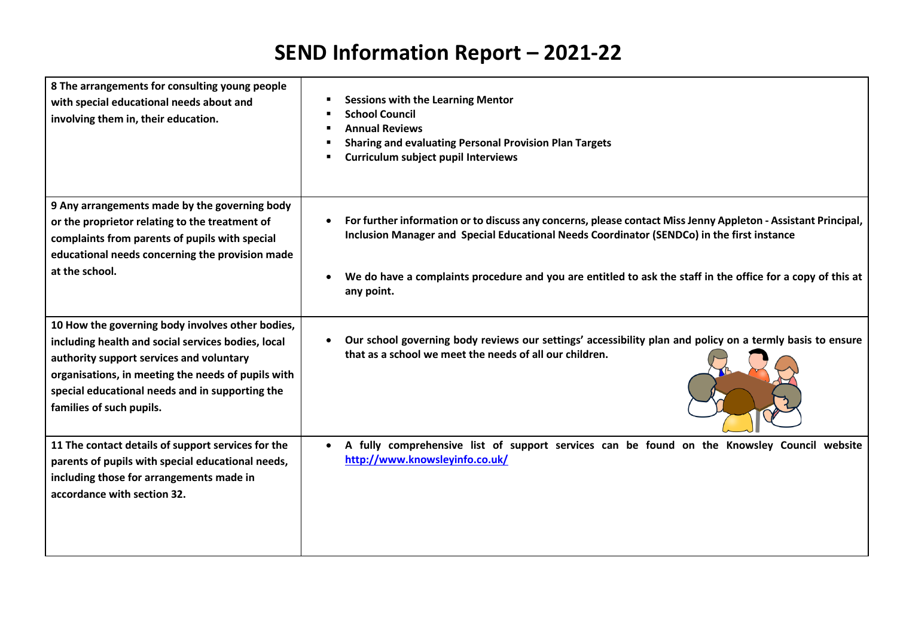# SEND Information Report – 2021-22

| | |
|---|---|
| **8 The arrangements for consulting young people with special educational needs about and involving them in, their education.** | <ul><li>**Sessions with the Learning Mentor**</li><li>**School Council**</li><li>**Annual Reviews**</li><li>**Sharing and evaluating Personal Provision Plan Targets**</li><li>**Curriculum subject pupil Interviews**</li></ul> |
| **9 Any arrangements made by the governing body or the proprietor relating to the treatment of complaints from parents of pupils with special educational needs concerning the provision made at the school.** | <ul><li>**For further information or to discuss any concerns, please contact Miss Jenny Appleton - Assistant Principal, Inclusion Manager and Special Educational Needs Coordinator (SENDCo) in the first instance**</li><li>**We do have a complaints procedure and you are entitled to ask the staff in the office for a copy of this at any point.**</li></ul> |
| **10 How the governing body involves other bodies, including health and social services bodies, local authority support services and voluntary organisations, in meeting the needs of pupils with special educational needs and in supporting the families of such pupils.** | <ul><li>**Our school governing body reviews our settings' accessibility plan and policy on a termly basis to ensure that as a school we meet the needs of all our children.**</li></ul> |
| **11 The contact details of support services for the parents of pupils with special educational needs, including those for arrangements made in accordance with section 32.** | <ul><li>**A fully comprehensive list of support services can be found on the Knowsley Council website [http://www.knowsleyinfo.co.uk/](http://www.knowsleyinfo.co.uk/)**</li></ul> |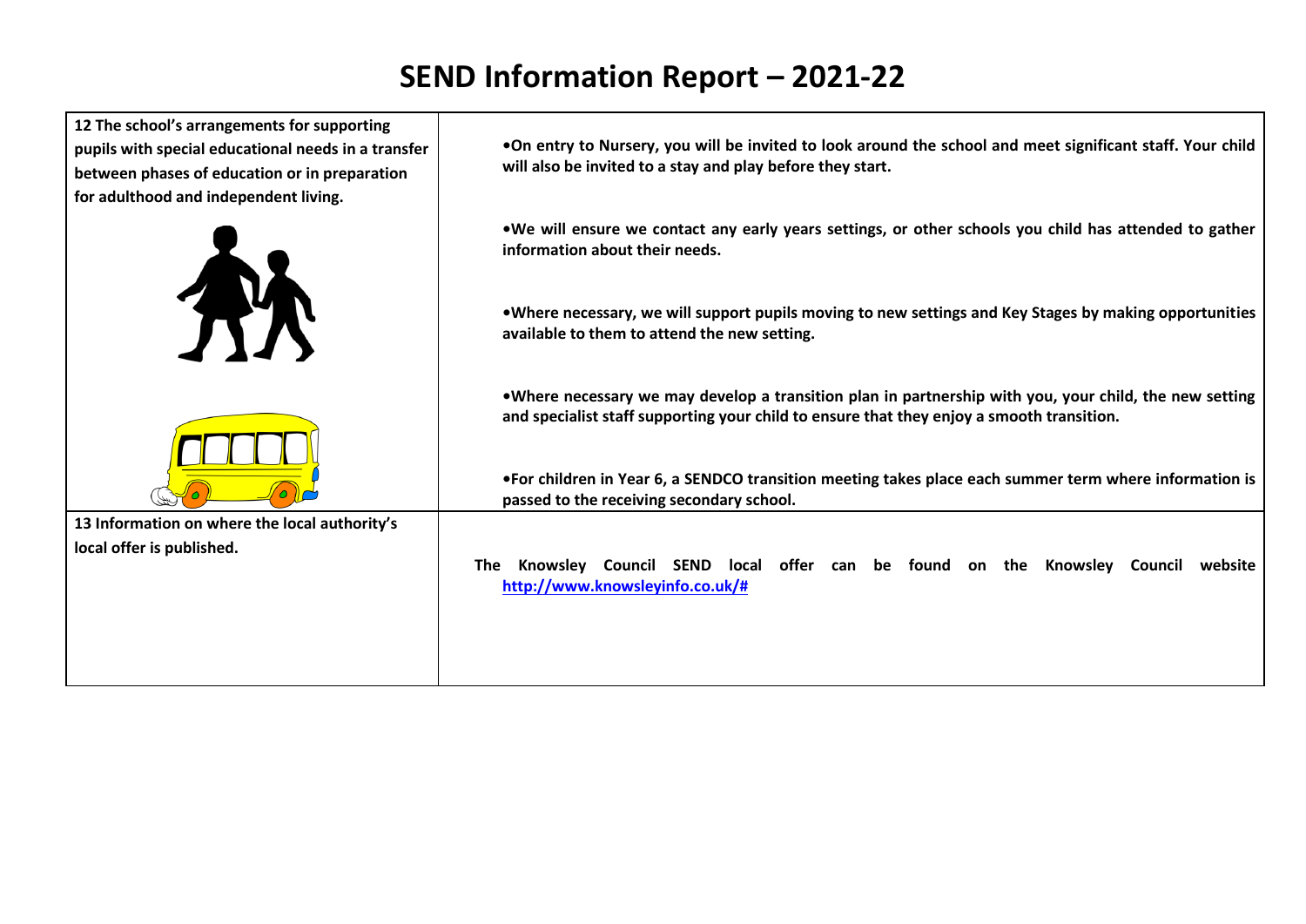# SEND Information Report – 2021-22

| | |
|---|---|
| **12 The school's arrangements for supporting pupils with special educational needs in a transfer between phases of education or in preparation for adulthood and independent living.** | **•On entry to Nursery, you will be invited to look around the school and meet significant staff. Your child will also be invited to a stay and play before they start.**<br><br>**•We will ensure we contact any early years settings, or other schools you child has attended to gather information about their needs.**<br><br>**•Where necessary, we will support pupils moving to new settings and Key Stages by making opportunities available to them to attend the new setting.**<br><br>**•Where necessary we may develop a transition plan in partnership with you, your child, the new setting and specialist staff supporting your child to ensure that they enjoy a smooth transition.**<br><br>**•For children in Year 6, a SENDCO transition meeting takes place each summer term where information is passed to the receiving secondary school.** |
| **13 Information on where the local authority's local offer is published.** | **The Knowsley Council SEND local offer can be found on the Knowsley Council website [http://www.knowsleyinfo.co.uk/#](http://www.knowsleyinfo.co.uk/#)** |